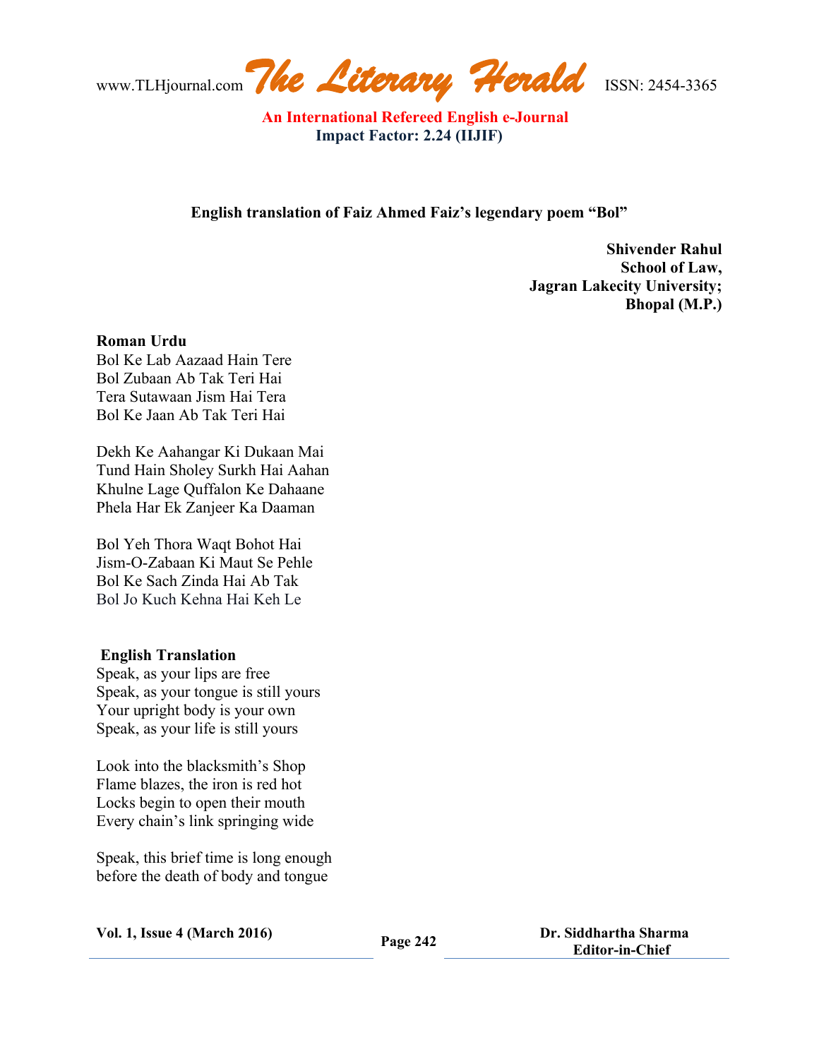## English translation of Faiz Ahmed Faiz's legendary poem "Bol"

**Shivender Rahul**
**School of Law,**
**Jagran Lakecity University;**
**Bhopal (M.P.)**

**Roman Urdu**

Bol Ke Lab Aazaad Hain Tere
Bol Zubaan Ab Tak Teri Hai
Tera Sutawaan Jism Hai Tera
Bol Ke Jaan Ab Tak Teri Hai

Dekh Ke Aahangar Ki Dukaan Mai
Tund Hain Sholey Surkh Hai Aahan
Khulne Lage Quffalon Ke Dahaane
Phela Har Ek Zanjeer Ka Daaman

Bol Yeh Thora Waqt Bohot Hai
Jism-O-Zabaan Ki Maut Se Pehle
Bol Ke Sach Zinda Hai Ab Tak
Bol Jo Kuch Kehna Hai Keh Le

**English Translation**

Speak, as your lips are free
Speak, as your tongue is still yours
Your upright body is your own
Speak, as your life is still yours

Look into the blacksmith's Shop
Flame blazes, the iron is red hot
Locks begin to open their mouth
Every chain's link springing wide

Speak, this brief time is long enough
before the death of body and tongue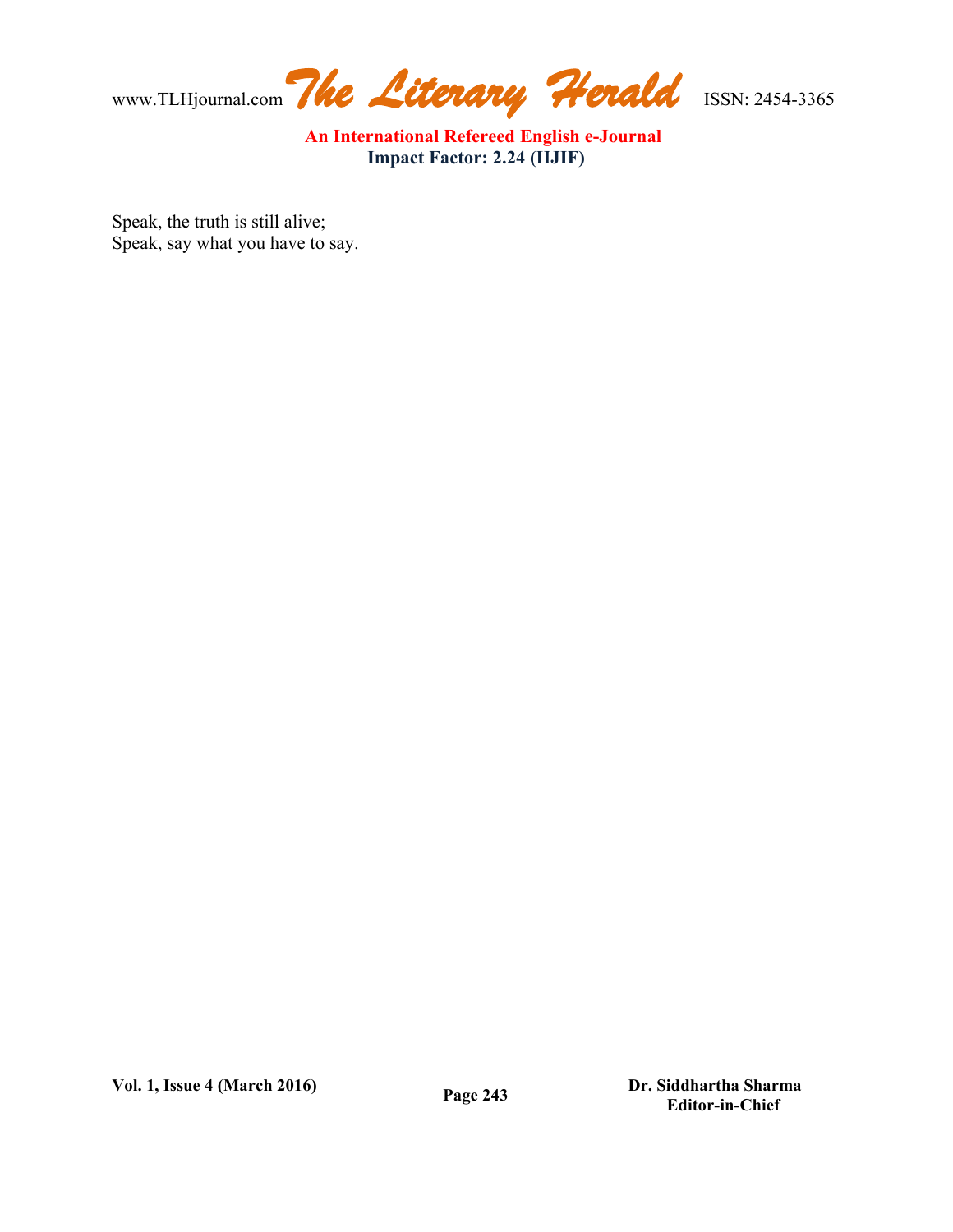Speak, the truth is still alive;  
Speak, say what you have to say.